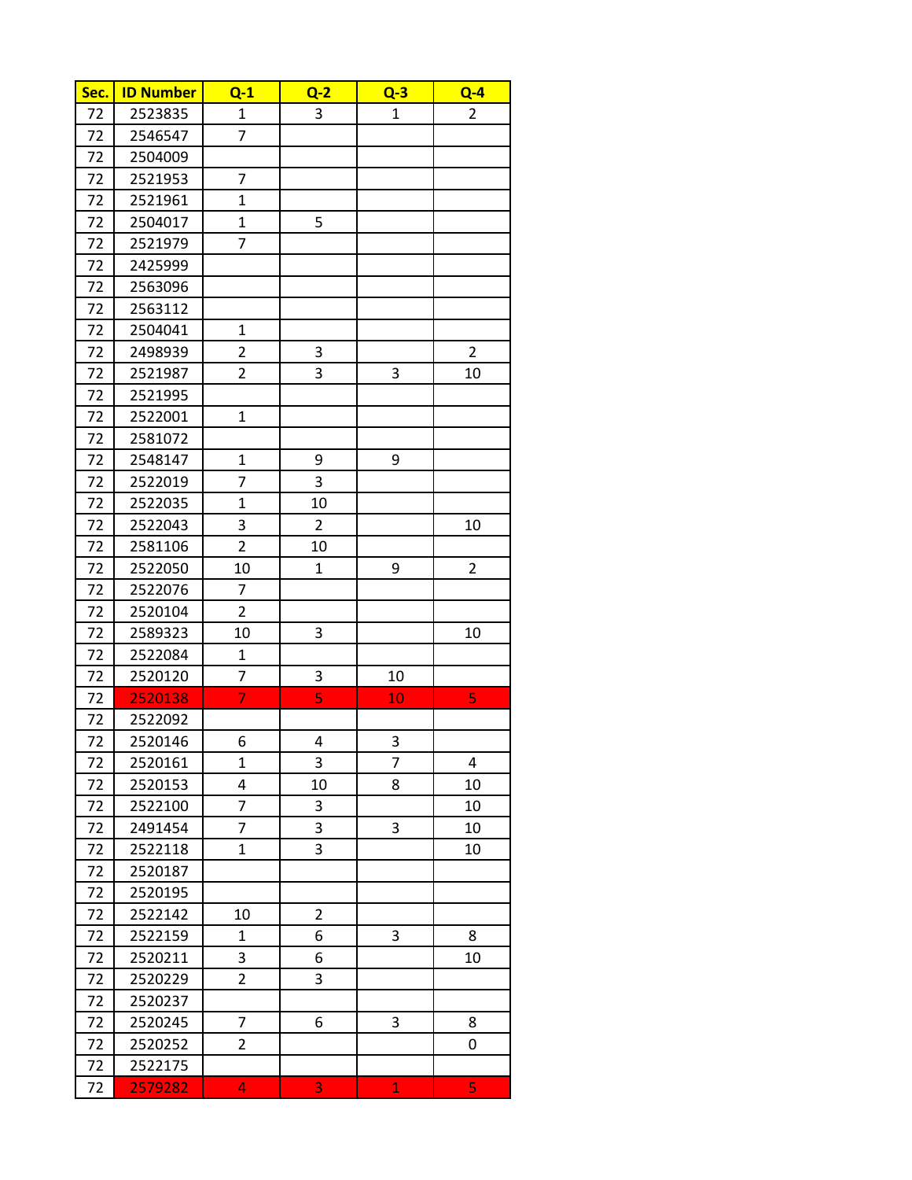| Sec. | ID Number | Q-1 | Q-2 | Q-3 | Q-4 |
|---|---|---|---|---|---|
| 72 | 2523835 | 1 | 3 | 1 | 2 |
| 72 | 2546547 | 7 | | | |
| 72 | 2504009 | | | | |
| 72 | 2521953 | 7 | | | |
| 72 | 2521961 | 1 | | | |
| 72 | 2504017 | 1 | 5 | | |
| 72 | 2521979 | 7 | | | |
| 72 | 2425999 | | | | |
| 72 | 2563096 | | | | |
| 72 | 2563112 | | | | |
| 72 | 2504041 | 1 | | | |
| 72 | 2498939 | 2 | 3 | | 2 |
| 72 | 2521987 | 2 | 3 | 3 | 10 |
| 72 | 2521995 | | | | |
| 72 | 2522001 | 1 | | | |
| 72 | 2581072 | | | | |
| 72 | 2548147 | 1 | 9 | 9 | |
| 72 | 2522019 | 7 | 3 | | |
| 72 | 2522035 | 1 | 10 | | |
| 72 | 2522043 | 3 | 2 | | 10 |
| 72 | 2581106 | 2 | 10 | | |
| 72 | 2522050 | 10 | 1 | 9 | 2 |
| 72 | 2522076 | 7 | | | |
| 72 | 2520104 | 2 | | | |
| 72 | 2589323 | 10 | 3 | | 10 |
| 72 | 2522084 | 1 | | | |
| 72 | 2520120 | 7 | 3 | 10 | |
| 72 | 2520138 | 7 | 5 | 10 | 5 |
| 72 | 2522092 | | | | |
| 72 | 2520146 | 6 | 4 | 3 | |
| 72 | 2520161 | 1 | 3 | 7 | 4 |
| 72 | 2520153 | 4 | 10 | 8 | 10 |
| 72 | 2522100 | 7 | 3 | | 10 |
| 72 | 2491454 | 7 | 3 | 3 | 10 |
| 72 | 2522118 | 1 | 3 | | 10 |
| 72 | 2520187 | | | | |
| 72 | 2520195 | | | | |
| 72 | 2522142 | 10 | 2 | | |
| 72 | 2522159 | 1 | 6 | 3 | 8 |
| 72 | 2520211 | 3 | 6 | | 10 |
| 72 | 2520229 | 2 | 3 | | |
| 72 | 2520237 | | | | |
| 72 | 2520245 | 7 | 6 | 3 | 8 |
| 72 | 2520252 | 2 | | | 0 |
| 72 | 2522175 | | | | |
| 72 | 2579282 | 4 | 3 | 1 | 5 |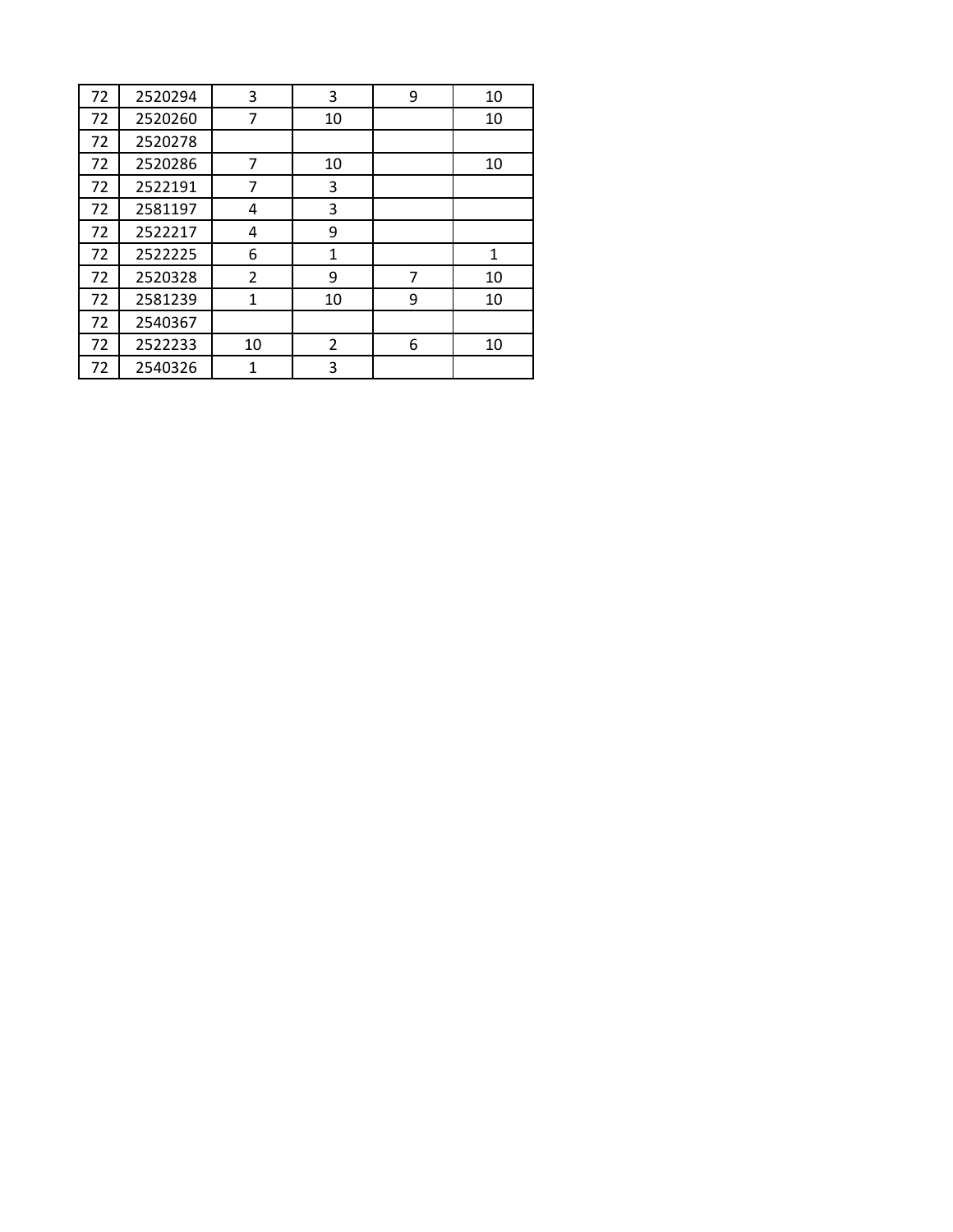| | | | | | |
|---|---|---|---|---|---|
| 72 | 2520294 | 3 | 3 | 9 | 10 |
| 72 | 2520260 | 7 | 10 | | 10 |
| 72 | 2520278 | | | | |
| 72 | 2520286 | 7 | 10 | | 10 |
| 72 | 2522191 | 7 | 3 | | |
| 72 | 2581197 | 4 | 3 | | |
| 72 | 2522217 | 4 | 9 | | |
| 72 | 2522225 | 6 | 1 | | 1 |
| 72 | 2520328 | 2 | 9 | 7 | 10 |
| 72 | 2581239 | 1 | 10 | 9 | 10 |
| 72 | 2540367 | | | | |
| 72 | 2522233 | 10 | 2 | 6 | 10 |
| 72 | 2540326 | 1 | 3 | | |